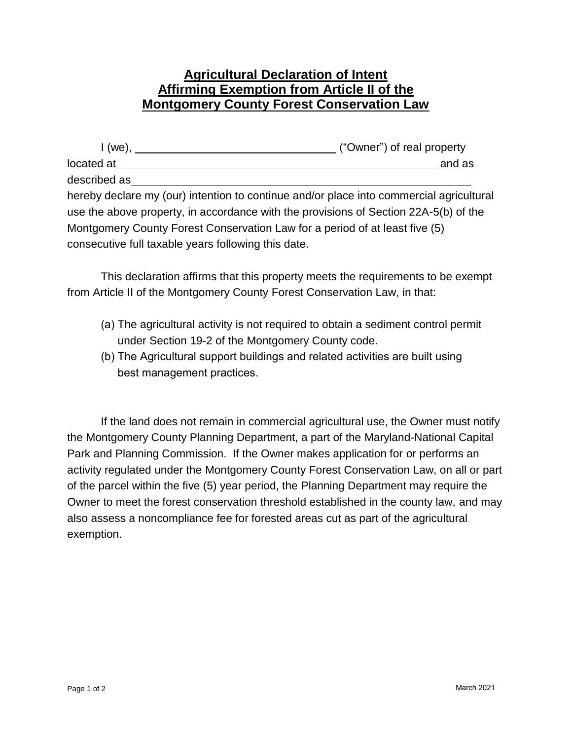# Agricultural Declaration of Intent
# Affirming Exemption from Article II of the
# Montgomery County Forest Conservation Law

I (we), ________________________________ ("Owner") of real property located at ________________________________________________________ and as described as ________________________________________________________ hereby declare my (our) intention to continue and/or place into commercial agricultural use the above property, in accordance with the provisions of Section 22A-5(b) of the Montgomery County Forest Conservation Law for a period of at least five (5) consecutive full taxable years following this date.

This declaration affirms that this property meets the requirements to be exempt from Article II of the Montgomery County Forest Conservation Law, in that:

(a) The agricultural activity is not required to obtain a sediment control permit under Section 19-2 of the Montgomery County code.

(b) The Agricultural support buildings and related activities are built using best management practices.

If the land does not remain in commercial agricultural use, the Owner must notify the Montgomery County Planning Department, a part of the Maryland-National Capital Park and Planning Commission. If the Owner makes application for or performs an activity regulated under the Montgomery County Forest Conservation Law, on all or part of the parcel within the five (5) year period, the Planning Department may require the Owner to meet the forest conservation threshold established in the county law, and may also assess a noncompliance fee for forested areas cut as part of the agricultural exemption.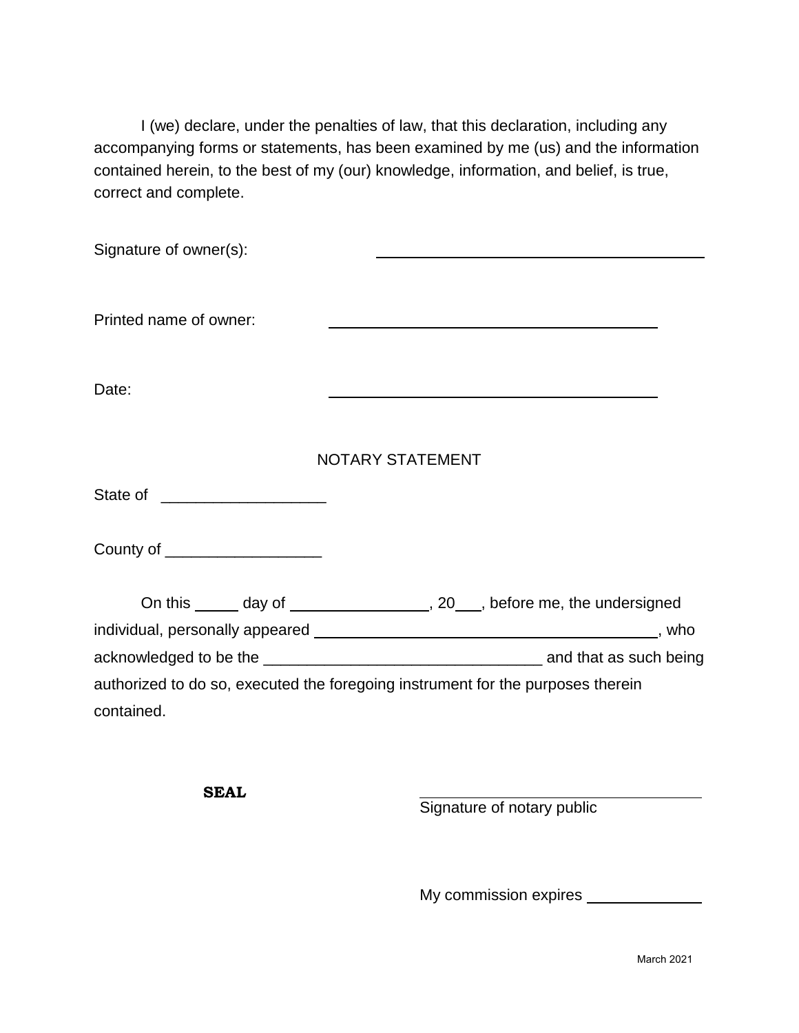I (we) declare, under the penalties of law, that this declaration, including any accompanying forms or statements, has been examined by me (us) and the information contained herein, to the best of my (our) knowledge, information, and belief, is true, correct and complete.

Signature of owner(s): ________________________________________

Printed name of owner: ________________________________________

Date: ________________________________________

NOTARY STATEMENT

State of ___________________

County of __________________

On this _____ day of ________________, 20___, before me, the undersigned individual, personally appeared ________________________________________, who acknowledged to be the ________________________________ and that as such being authorized to do so, executed the foregoing instrument for the purposes therein contained.

**SEAL**

____________________________________
Signature of notary public

My commission expires ______________

March 2021